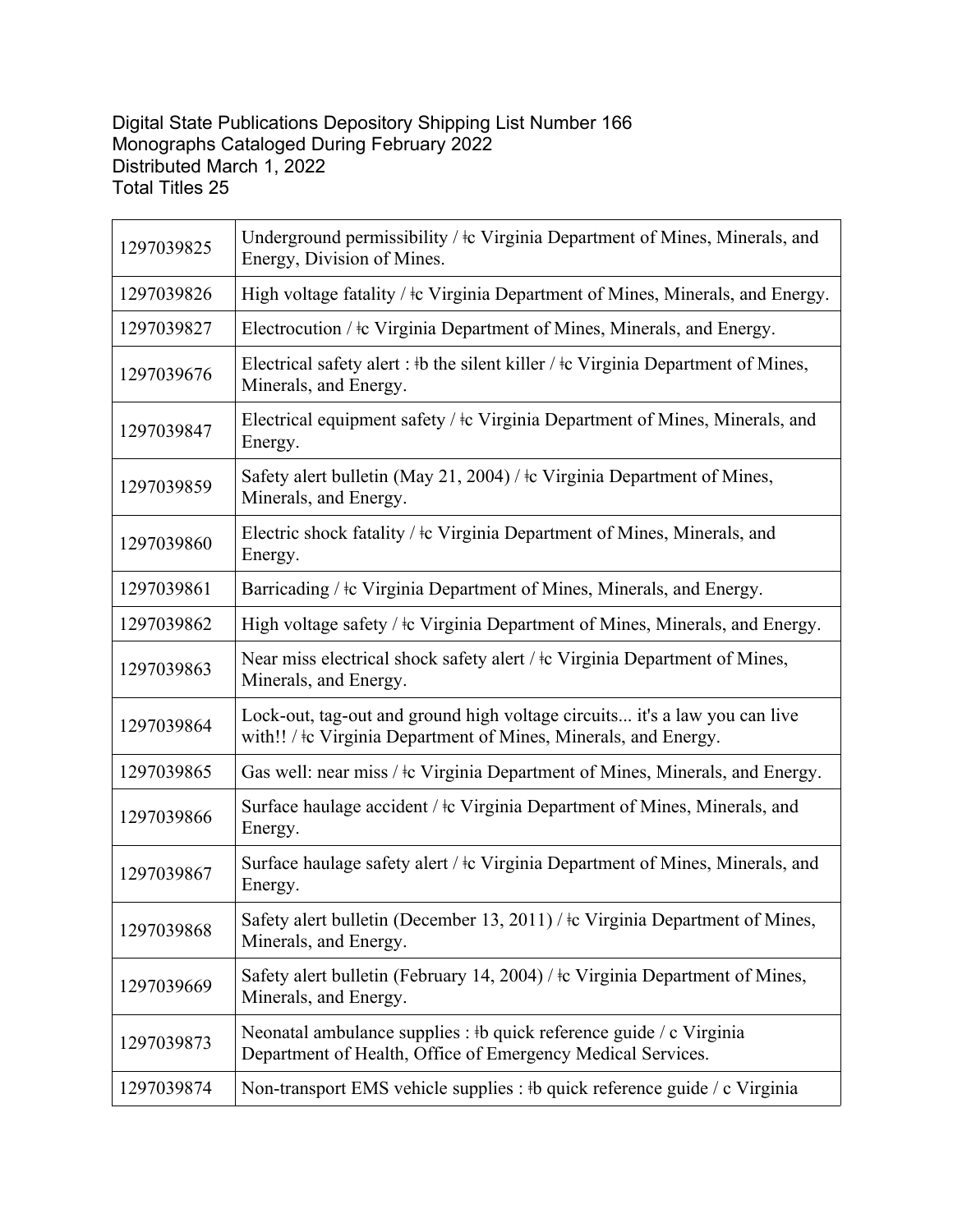Digital State Publications Depository Shipping List Number 166
Monographs Cataloged During February 2022
Distributed March 1, 2022
Total Titles 25

| | |
|---|---|
| 1297039825 | Underground permissibility / ǂc Virginia Department of Mines, Minerals, and Energy, Division of Mines. |
| 1297039826 | High voltage fatality / ǂc Virginia Department of Mines, Minerals, and Energy. |
| 1297039827 | Electrocution / ǂc Virginia Department of Mines, Minerals, and Energy. |
| 1297039676 | Electrical safety alert : ǂb the silent killer / ǂc Virginia Department of Mines, Minerals, and Energy. |
| 1297039847 | Electrical equipment safety / ǂc Virginia Department of Mines, Minerals, and Energy. |
| 1297039859 | Safety alert bulletin (May 21, 2004) / ǂc Virginia Department of Mines, Minerals, and Energy. |
| 1297039860 | Electric shock fatality / ǂc Virginia Department of Mines, Minerals, and Energy. |
| 1297039861 | Barricading / ǂc Virginia Department of Mines, Minerals, and Energy. |
| 1297039862 | High voltage safety / ǂc Virginia Department of Mines, Minerals, and Energy. |
| 1297039863 | Near miss electrical shock safety alert / ǂc Virginia Department of Mines, Minerals, and Energy. |
| 1297039864 | Lock-out, tag-out and ground high voltage circuits... it's a law you can live with!! / ǂc Virginia Department of Mines, Minerals, and Energy. |
| 1297039865 | Gas well: near miss / ǂc Virginia Department of Mines, Minerals, and Energy. |
| 1297039866 | Surface haulage accident / ǂc Virginia Department of Mines, Minerals, and Energy. |
| 1297039867 | Surface haulage safety alert / ǂc Virginia Department of Mines, Minerals, and Energy. |
| 1297039868 | Safety alert bulletin (December 13, 2011) / ǂc Virginia Department of Mines, Minerals, and Energy. |
| 1297039669 | Safety alert bulletin (February 14, 2004) / ǂc Virginia Department of Mines, Minerals, and Energy. |
| 1297039873 | Neonatal ambulance supplies : ǂb quick reference guide / c Virginia Department of Health, Office of Emergency Medical Services. |
| 1297039874 | Non-transport EMS vehicle supplies : ǂb quick reference guide / c Virginia |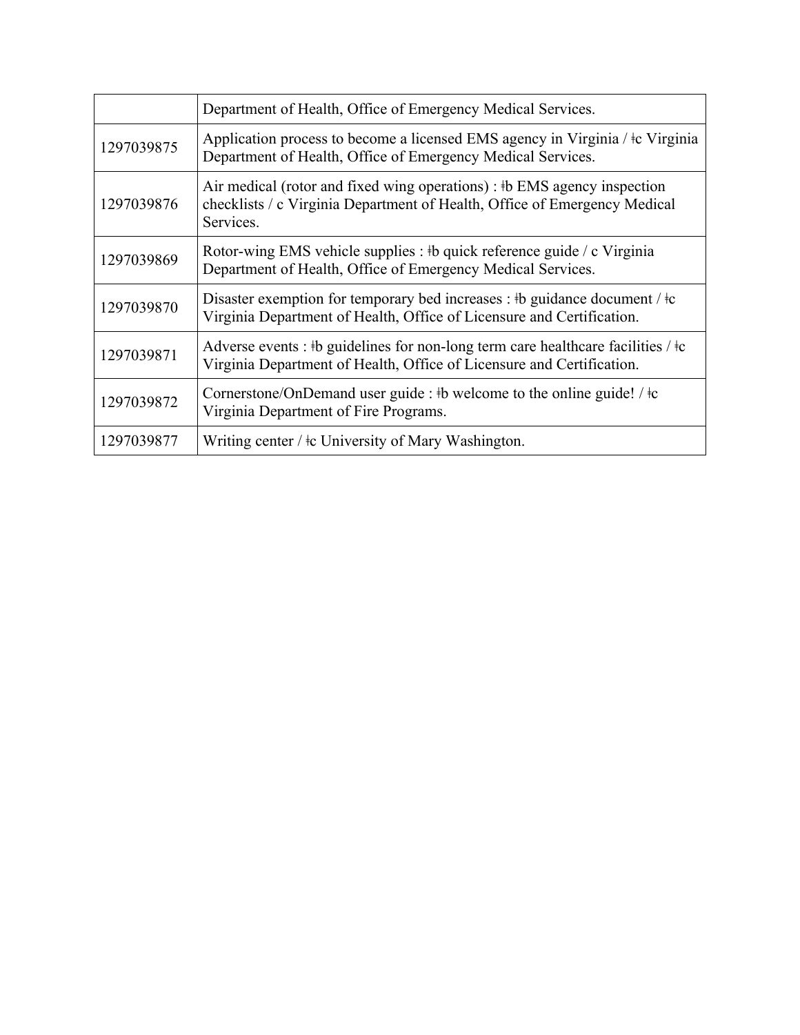| | |
|---|---|
| | Department of Health, Office of Emergency Medical Services. |
| 1297039875 | Application process to become a licensed EMS agency in Virginia / ǂc Virginia Department of Health, Office of Emergency Medical Services. |
| 1297039876 | Air medical (rotor and fixed wing operations) : ǂb EMS agency inspection checklists / c Virginia Department of Health, Office of Emergency Medical Services. |
| 1297039869 | Rotor-wing EMS vehicle supplies : ǂb quick reference guide / c Virginia Department of Health, Office of Emergency Medical Services. |
| 1297039870 | Disaster exemption for temporary bed increases : ǂb guidance document / ǂc Virginia Department of Health, Office of Licensure and Certification. |
| 1297039871 | Adverse events : ǂb guidelines for non-long term care healthcare facilities / ǂc Virginia Department of Health, Office of Licensure and Certification. |
| 1297039872 | Cornerstone/OnDemand user guide : ǂb welcome to the online guide! / ǂc Virginia Department of Fire Programs. |
| 1297039877 | Writing center / ǂc University of Mary Washington. |